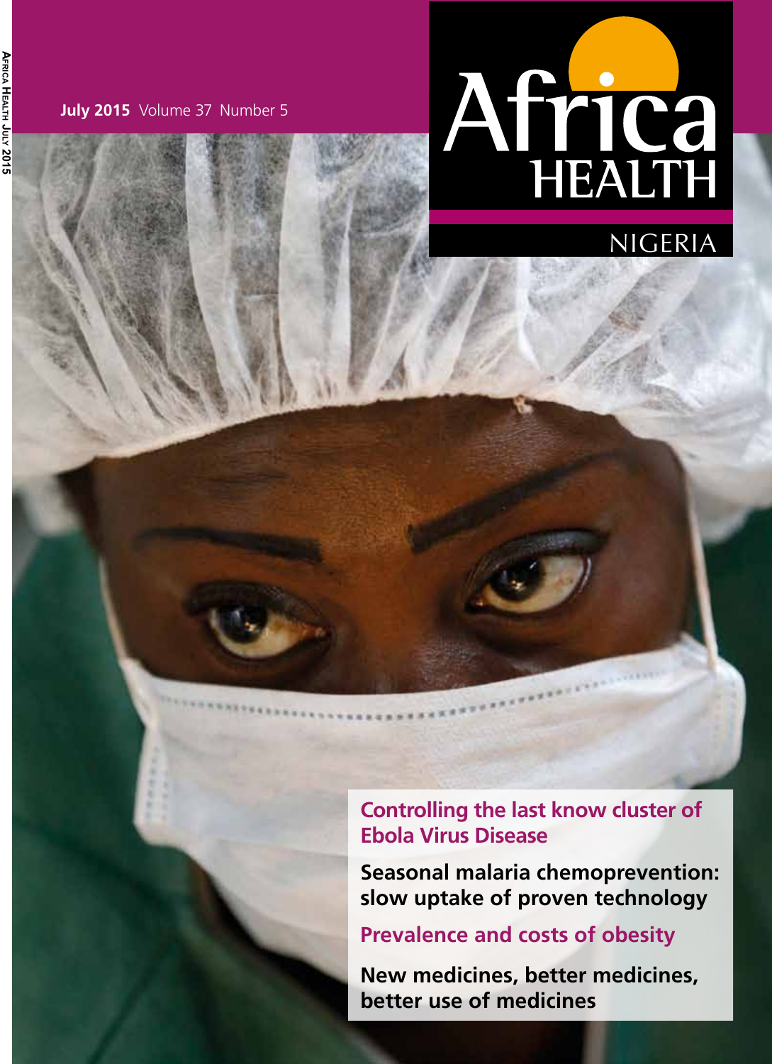July 2015 Volume 37 Number 5

# Africa HEALTH

NIGERIA

Controlling the last know cluster of Ebola Virus Disease

Seasonal malaria chemoprevention: slow uptake of proven technology

Prevalence and costs of obesity

New medicines, better medicines, better use of medicines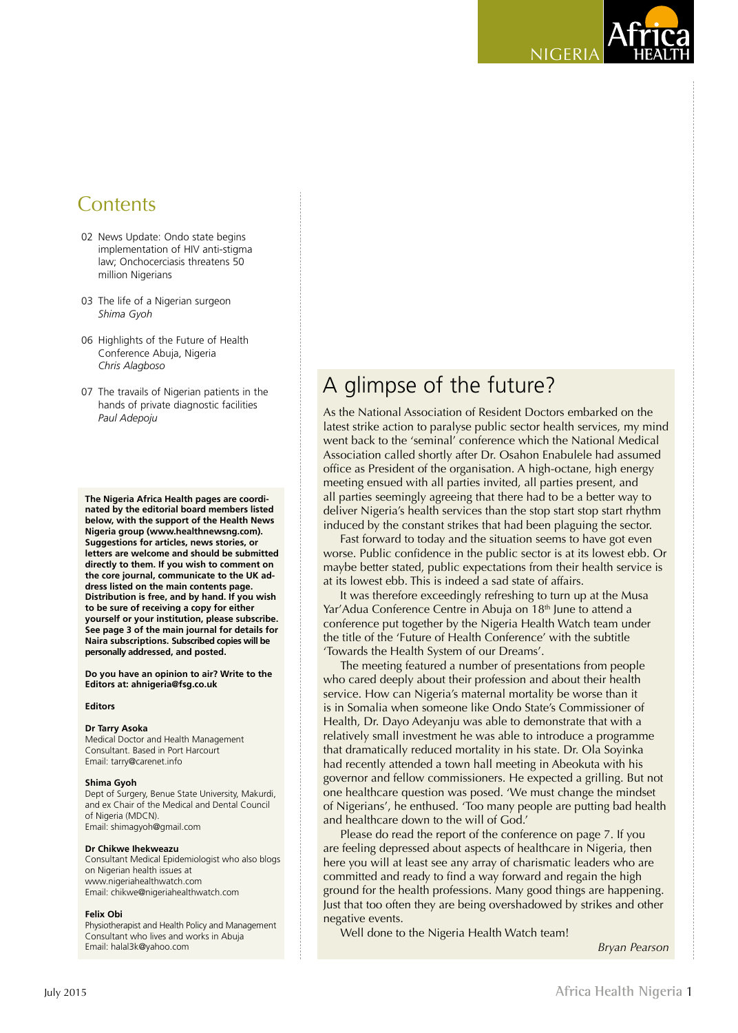## Contents

02 News Update: Ondo state begins implementation of HIV anti-stigma law; Onchocerciasis threatens 50 million Nigerians

03 The life of a Nigerian surgeon
*Shima Gyoh*

06 Highlights of the Future of Health Conference Abuja, Nigeria
*Chris Alagboso*

07 The travails of Nigerian patients in the hands of private diagnostic facilities
*Paul Adepoju*

**The Nigeria Africa Health pages are coordinated by the editorial board members listed below, with the support of the Health News Nigeria group (www.healthnewsng.com). Suggestions for articles, news stories, or letters are welcome and should be submitted directly to them. If you wish to comment on the core journal, communicate to the UK address listed on the main contents page. Distribution is free, and by hand. If you wish to be sure of receiving a copy for either yourself or your institution, please subscribe. See page 3 of the main journal for details for Naira subscriptions. Subscribed copies will be personally addressed, and posted.**

**Do you have an opinion to air? Write to the Editors at: ahnigeria@fsg.co.uk**

**Editors**

**Dr Tarry Asoka**
Medical Doctor and Health Management Consultant. Based in Port Harcourt
Email: tarry@carenet.info

**Shima Gyoh**
Dept of Surgery, Benue State University, Makurdi, and ex Chair of the Medical and Dental Council of Nigeria (MDCN).
Email: shimagyoh@gmail.com

**Dr Chikwe Ihekweazu**
Consultant Medical Epidemiologist who also blogs on Nigerian health issues at www.nigeriahealthwatch.com
Email: chikwe@nigeriahealthwatch.com

**Felix Obi**
Physiotherapist and Health Policy and Management Consultant who lives and works in Abuja
Email: halal3k@yahoo.com

# A glimpse of the future?

As the National Association of Resident Doctors embarked on the latest strike action to paralyse public sector health services, my mind went back to the 'seminal' conference which the National Medical Association called shortly after Dr. Osahon Enabulele had assumed office as President of the organisation. A high-octane, high energy meeting ensued with all parties invited, all parties present, and all parties seemingly agreeing that there had to be a better way to deliver Nigeria's health services than the stop start stop start rhythm induced by the constant strikes that had been plaguing the sector.

Fast forward to today and the situation seems to have got even worse. Public confidence in the public sector is at its lowest ebb. Or maybe better stated, public expectations from their health service is at its lowest ebb. This is indeed a sad state of affairs.

It was therefore exceedingly refreshing to turn up at the Musa Yar'Adua Conference Centre in Abuja on 18th June to attend a conference put together by the Nigeria Health Watch team under the title of the 'Future of Health Conference' with the subtitle 'Towards the Health System of our Dreams'.

The meeting featured a number of presentations from people who cared deeply about their profession and about their health service. How can Nigeria's maternal mortality be worse than it is in Somalia when someone like Ondo State's Commissioner of Health, Dr. Dayo Adeyanju was able to demonstrate that with a relatively small investment he was able to introduce a programme that dramatically reduced mortality in his state. Dr. Ola Soyinka had recently attended a town hall meeting in Abeokuta with his governor and fellow commissioners. He expected a grilling. But not one healthcare question was posed. 'We must change the mindset of Nigerians', he enthused. 'Too many people are putting bad health and healthcare down to the will of God.'

Please do read the report of the conference on page 7. If you are feeling depressed about aspects of healthcare in Nigeria, then here you will at least see any array of charismatic leaders who are committed and ready to find a way forward and regain the high ground for the health professions. Many good things are happening. Just that too often they are being overshadowed by strikes and other negative events.

Well done to the Nigeria Health Watch team!

*Bryan Pearson*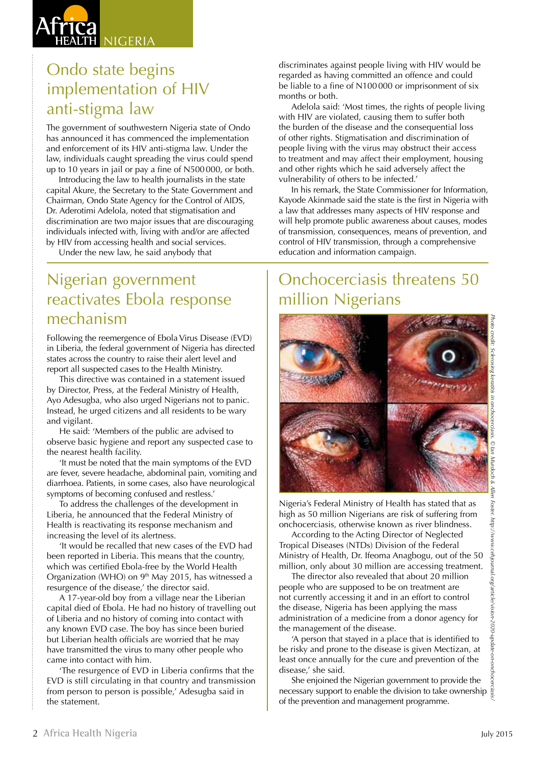## Ondo state begins implementation of HIV anti-stigma law

The government of southwestern Nigeria state of Ondo has announced it has commenced the implementation and enforcement of its HIV anti-stigma law. Under the law, individuals caught spreading the virus could spend up to 10 years in jail or pay a fine of N500 000, or both.

Introducing the law to health journalists in the state capital Akure, the Secretary to the State Government and Chairman, Ondo State Agency for the Control of AIDS, Dr. Aderotimi Adelola, noted that stigmatisation and discrimination are two major issues that are discouraging individuals infected with, living with and/or are affected by HIV from accessing health and social services.

Under the new law, he said anybody that discriminates against people living with HIV would be regarded as having committed an offence and could be liable to a fine of N100 000 or imprisonment of six months or both.

Adelola said: 'Most times, the rights of people living with HIV are violated, causing them to suffer both the burden of the disease and the consequential loss of other rights. Stigmatisation and discrimination of people living with the virus may obstruct their access to treatment and may affect their employment, housing and other rights which he said adversely affect the vulnerability of others to be infected.'

In his remark, the State Commissioner for Information, Kayode Akinmade said the state is the first in Nigeria with a law that addresses many aspects of HIV response and will help promote public awareness about causes, modes of transmission, consequences, means of prevention, and control of HIV transmission, through a comprehensive education and information campaign.

## Nigerian government reactivates Ebola response mechanism

Following the reemergence of Ebola Virus Disease (EVD) in Liberia, the federal government of Nigeria has directed states across the country to raise their alert level and report all suspected cases to the Health Ministry.

This directive was contained in a statement issued by Director, Press, at the Federal Ministry of Health, Ayo Adesugba, who also urged Nigerians not to panic. Instead, he urged citizens and all residents to be wary and vigilant.

He said: 'Members of the public are advised to observe basic hygiene and report any suspected case to the nearest health facility.

'It must be noted that the main symptoms of the EVD are fever, severe headache, abdominal pain, vomiting and diarrhoea. Patients, in some cases, also have neurological symptoms of becoming confused and restless.'

To address the challenges of the development in Liberia, he announced that the Federal Ministry of Health is reactivating its response mechanism and increasing the level of its alertness.

'It would be recalled that new cases of the EVD had been reported in Liberia. This means that the country, which was certified Ebola-free by the World Health Organization (WHO) on 9th May 2015, has witnessed a resurgence of the disease,' the director said.

A 17-year-old boy from a village near the Liberian capital died of Ebola. He had no history of travelling out of Liberia and no history of coming into contact with any known EVD case. The boy has since been buried but Liberian health officials are worried that he may have transmitted the virus to many other people who came into contact with him.

'The resurgence of EVD in Liberia confirms that the EVD is still circulating in that country and transmission from person to person is possible,' Adesugba said in the statement.

## Onchocerciasis threatens 50 million Nigerians

*Photo credit: Sclerosing keratitis in onchocerciasis. © Ian Murdoch & Allen Foster. http://www.cehjournal.org/article/vision-2020-update-on-onchocerciasis/*

Nigeria's Federal Ministry of Health has stated that as high as 50 million Nigerians are risk of suffering from onchocerciasis, otherwise known as river blindness.

According to the Acting Director of Neglected Tropical Diseases (NTDs) Division of the Federal Ministry of Health, Dr. Ifeoma Anagbogu, out of the 50 million, only about 30 million are accessing treatment.

The director also revealed that about 20 million people who are supposed to be on treatment are not currently accessing it and in an effort to control the disease, Nigeria has been applying the mass administration of a medicine from a donor agency for the management of the disease.

'A person that stayed in a place that is identified to be risky and prone to the disease is given Mectizan, at least once annually for the cure and prevention of the disease,' she said.

She enjoined the Nigerian government to provide the necessary support to enable the division to take ownership of the prevention and management programme.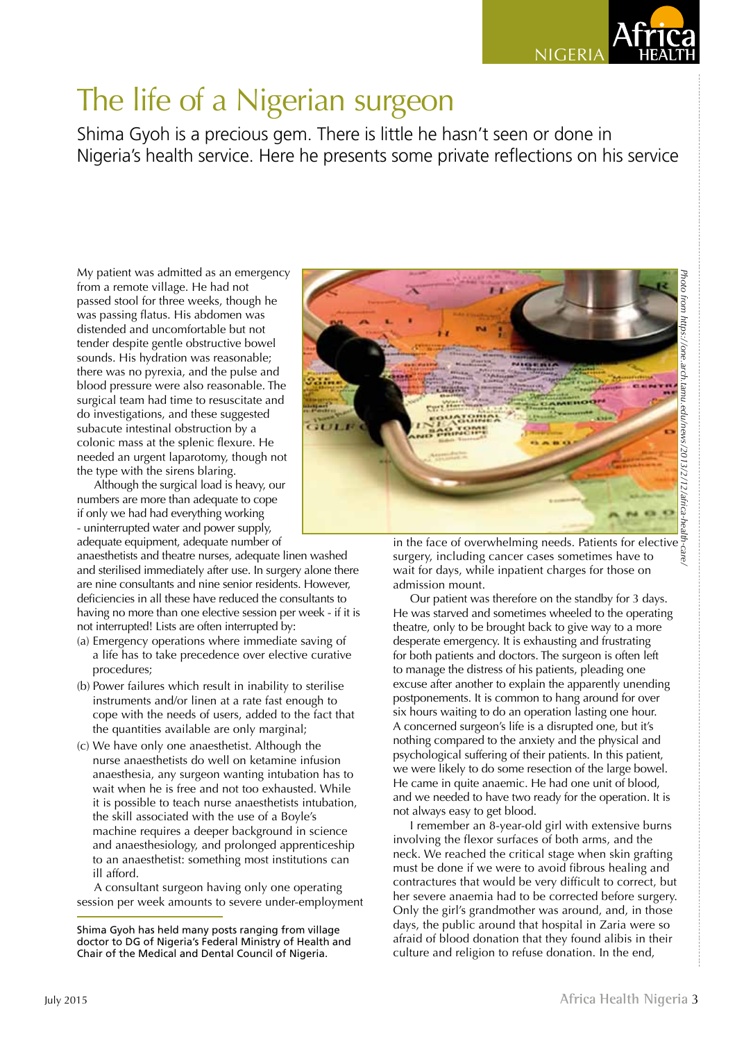# The life of a Nigerian surgeon

Shima Gyoh is a precious gem. There is little he hasn't seen or done in Nigeria's health service. Here he presents some private reflections on his service

*Photo from https://one.arch.tamu.edu/news/2013/2/12/africa-health-care/*

My patient was admitted as an emergency from a remote village. He had not passed stool for three weeks, though he was passing flatus. His abdomen was distended and uncomfortable but not tender despite gentle obstructive bowel sounds. His hydration was reasonable; there was no pyrexia, and the pulse and blood pressure were also reasonable. The surgical team had time to resuscitate and do investigations, and these suggested subacute intestinal obstruction by a colonic mass at the splenic flexure. He needed an urgent laparotomy, though not the type with the sirens blaring.

Although the surgical load is heavy, our numbers are more than adequate to cope if only we had had everything working - uninterrupted water and power supply, adequate equipment, adequate number of anaesthetists and theatre nurses, adequate linen washed and sterilised immediately after use. In surgery alone there are nine consultants and nine senior residents. However, deficiencies in all these have reduced the consultants to having no more than one elective session per week - if it is not interrupted! Lists are often interrupted by:

(a) Emergency operations where immediate saving of a life has to take precedence over elective curative procedures;

(b) Power failures which result in inability to sterilise instruments and/or linen at a rate fast enough to cope with the needs of users, added to the fact that the quantities available are only marginal;

(c) We have only one anaesthetist. Although the nurse anaesthetists do well on ketamine infusion anaesthesia, any surgeon wanting intubation has to wait when he is free and not too exhausted. While it is possible to teach nurse anaesthetists intubation, the skill associated with the use of a Boyle's machine requires a deeper background in science and anaesthesiology, and prolonged apprenticeship to an anaesthetist: something most institutions can ill afford.

A consultant surgeon having only one operating session per week amounts to severe under-employment in the face of overwhelming needs. Patients for elective surgery, including cancer cases sometimes have to wait for days, while inpatient charges for those on admission mount.

Our patient was therefore on the standby for 3 days. He was starved and sometimes wheeled to the operating theatre, only to be brought back to give way to a more desperate emergency. It is exhausting and frustrating for both patients and doctors. The surgeon is often left to manage the distress of his patients, pleading one excuse after another to explain the apparently unending postponements. It is common to hang around for over six hours waiting to do an operation lasting one hour. A concerned surgeon's life is a disrupted one, but it's nothing compared to the anxiety and the physical and psychological suffering of their patients. In this patient, we were likely to do some resection of the large bowel. He came in quite anaemic. He had one unit of blood, and we needed to have two ready for the operation. It is not always easy to get blood.

I remember an 8-year-old girl with extensive burns involving the flexor surfaces of both arms, and the neck. We reached the critical stage when skin grafting must be done if we were to avoid fibrous healing and contractures that would be very difficult to correct, but her severe anaemia had to be corrected before surgery. Only the girl's grandmother was around, and, in those days, the public around that hospital in Zaria were so afraid of blood donation that they found alibis in their culture and religion to refuse donation. In the end,

Shima Gyoh has held many posts ranging from village doctor to DG of Nigeria's Federal Ministry of Health and Chair of the Medical and Dental Council of Nigeria.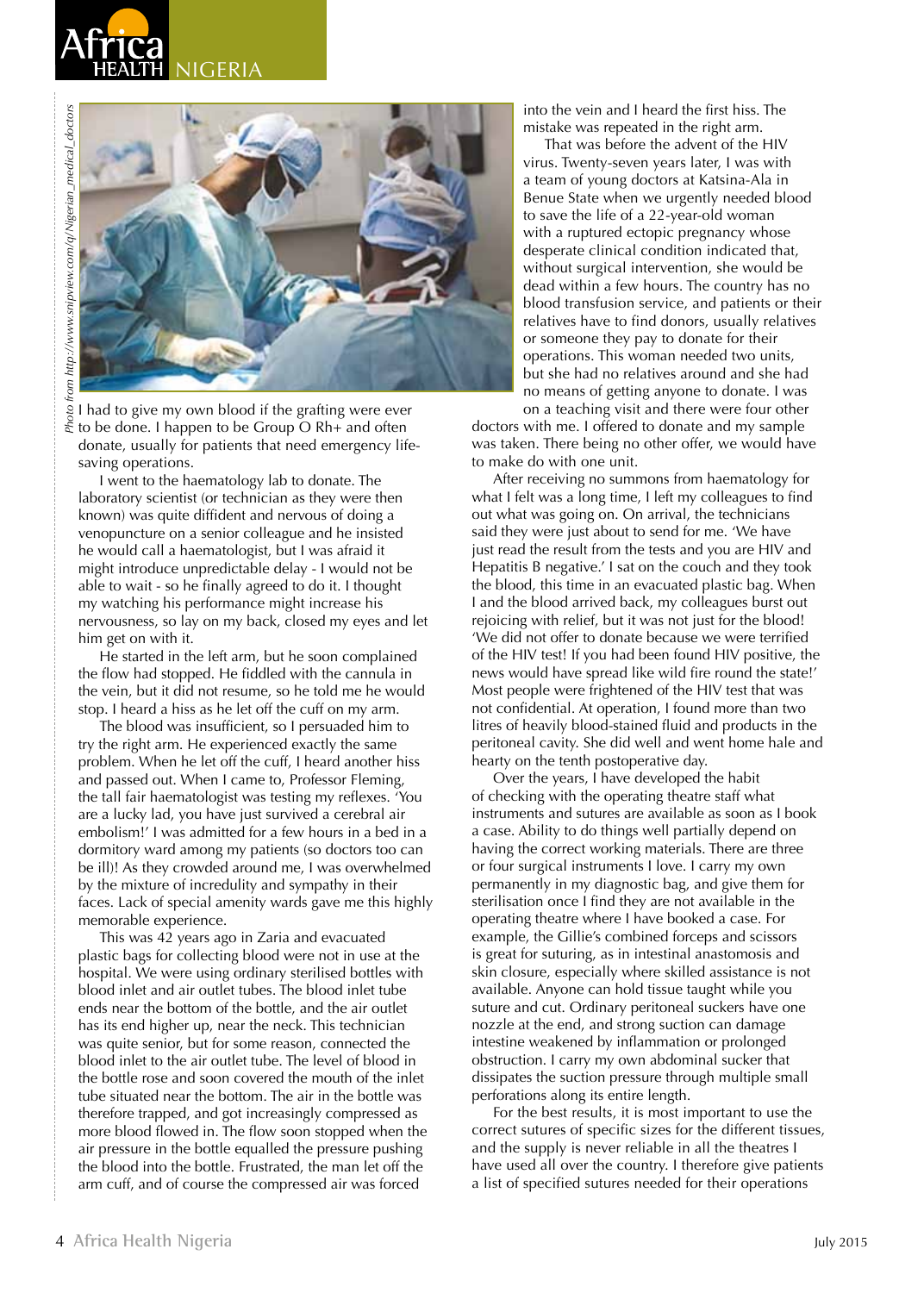I had to give my own blood if the grafting were ever to be done. I happen to be Group O Rh+ and often donate, usually for patients that need emergency life-saving operations.

I went to the haematology lab to donate. The laboratory scientist (or technician as they were then known) was quite diffident and nervous of doing a venopuncture on a senior colleague and he insisted he would call a haematologist, but I was afraid it might introduce unpredictable delay - I would not be able to wait - so he finally agreed to do it. I thought my watching his performance might increase his nervousness, so lay on my back, closed my eyes and let him get on with it.

He started in the left arm, but he soon complained the flow had stopped. He fiddled with the cannula in the vein, but it did not resume, so he told me he would stop. I heard a hiss as he let off the cuff on my arm.

The blood was insufficient, so I persuaded him to try the right arm. He experienced exactly the same problem. When he let off the cuff, I heard another hiss and passed out. When I came to, Professor Fleming, the tall fair haematologist was testing my reflexes. 'You are a lucky lad, you have just survived a cerebral air embolism!' I was admitted for a few hours in a bed in a dormitory ward among my patients (so doctors too can be ill)! As they crowded around me, I was overwhelmed by the mixture of incredulity and sympathy in their faces. Lack of special amenity wards gave me this highly memorable experience.

This was 42 years ago in Zaria and evacuated plastic bags for collecting blood were not in use at the hospital. We were using ordinary sterilised bottles with blood inlet and air outlet tubes. The blood inlet tube ends near the bottom of the bottle, and the air outlet has its end higher up, near the neck. This technician was quite senior, but for some reason, connected the blood inlet to the air outlet tube. The level of blood in the bottle rose and soon covered the mouth of the inlet tube situated near the bottom. The air in the bottle was therefore trapped, and got increasingly compressed as more blood flowed in. The flow soon stopped when the air pressure in the bottle equalled the pressure pushing the blood into the bottle. Frustrated, the man let off the arm cuff, and of course the compressed air was forced into the vein and I heard the first hiss. The mistake was repeated in the right arm.

That was before the advent of the HIV virus. Twenty-seven years later, I was with a team of young doctors at Katsina-Ala in Benue State when we urgently needed blood to save the life of a 22-year-old woman with a ruptured ectopic pregnancy whose desperate clinical condition indicated that, without surgical intervention, she would be dead within a few hours. The country has no blood transfusion service, and patients or their relatives have to find donors, usually relatives or someone they pay to donate for their operations. This woman needed two units, but she had no relatives around and she had no means of getting anyone to donate. I was on a teaching visit and there were four other doctors with me. I offered to donate and my sample was taken. There being no other offer, we would have to make do with one unit.

After receiving no summons from haematology for what I felt was a long time, I left my colleagues to find out what was going on. On arrival, the technicians said they were just about to send for me. 'We have just read the result from the tests and you are HIV and Hepatitis B negative.' I sat on the couch and they took the blood, this time in an evacuated plastic bag. When I and the blood arrived back, my colleagues burst out rejoicing with relief, but it was not just for the blood! 'We did not offer to donate because we were terrified of the HIV test! If you had been found HIV positive, the news would have spread like wild fire round the state!' Most people were frightened of the HIV test that was not confidential. At operation, I found more than two litres of heavily blood-stained fluid and products in the peritoneal cavity. She did well and went home hale and hearty on the tenth postoperative day.

Over the years, I have developed the habit of checking with the operating theatre staff what instruments and sutures are available as soon as I book a case. Ability to do things well partially depend on having the correct working materials. There are three or four surgical instruments I love. I carry my own permanently in my diagnostic bag, and give them for sterilisation once I find they are not available in the operating theatre where I have booked a case. For example, the Gillie's combined forceps and scissors is great for suturing, as in intestinal anastomosis and skin closure, especially where skilled assistance is not available. Anyone can hold tissue taught while you suture and cut. Ordinary peritoneal suckers have one nozzle at the end, and strong suction can damage intestine weakened by inflammation or prolonged obstruction. I carry my own abdominal sucker that dissipates the suction pressure through multiple small perforations along its entire length.

For the best results, it is most important to use the correct sutures of specific sizes for the different tissues, and the supply is never reliable in all the theatres I have used all over the country. I therefore give patients a list of specified sutures needed for their operations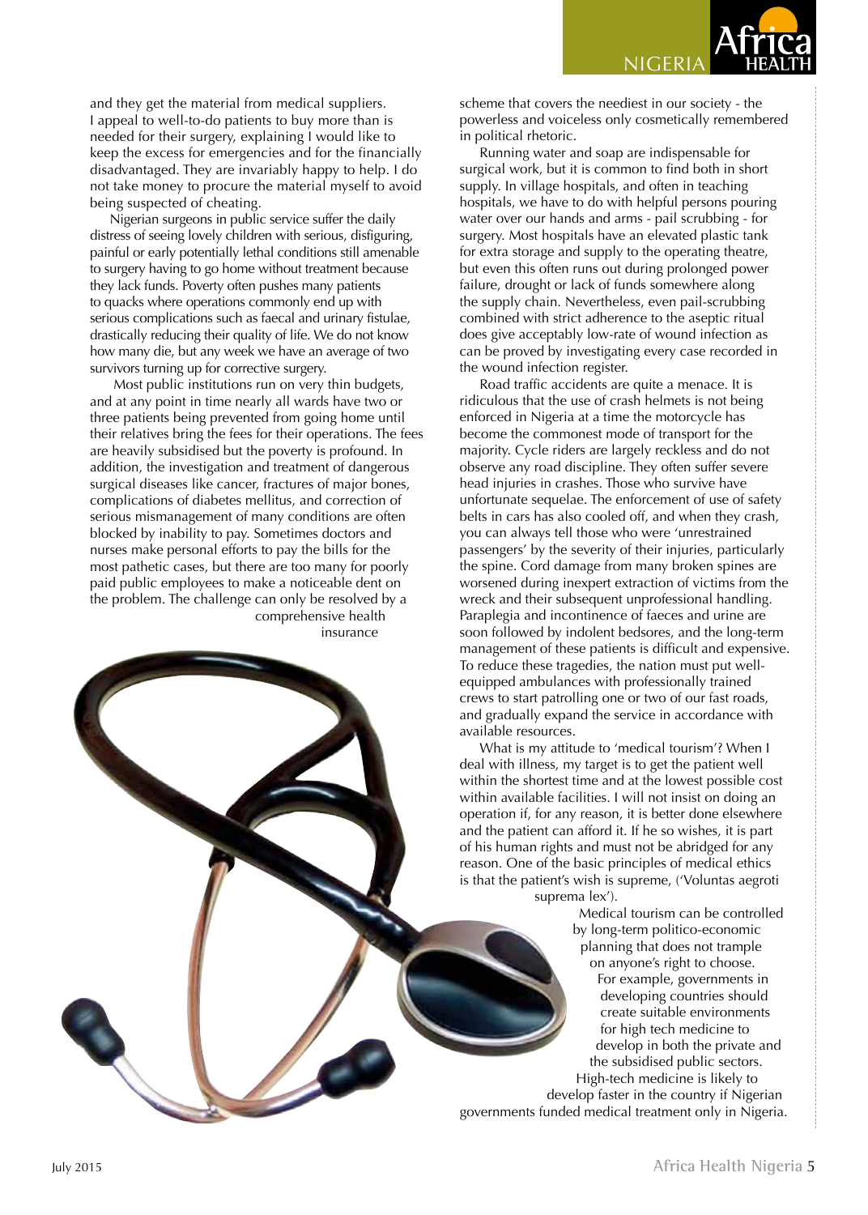and they get the material from medical suppliers. I appeal to well-to-do patients to buy more than is needed for their surgery, explaining I would like to keep the excess for emergencies and for the financially disadvantaged. They are invariably happy to help. I do not take money to procure the material myself to avoid being suspected of cheating.

Nigerian surgeons in public service suffer the daily distress of seeing lovely children with serious, disfiguring, painful or early potentially lethal conditions still amenable to surgery having to go home without treatment because they lack funds. Poverty often pushes many patients to quacks where operations commonly end up with serious complications such as faecal and urinary fistulae, drastically reducing their quality of life. We do not know how many die, but any week we have an average of two survivors turning up for corrective surgery.

Most public institutions run on very thin budgets, and at any point in time nearly all wards have two or three patients being prevented from going home until their relatives bring the fees for their operations. The fees are heavily subsidised but the poverty is profound. In addition, the investigation and treatment of dangerous surgical diseases like cancer, fractures of major bones, complications of diabetes mellitus, and correction of serious mismanagement of many conditions are often blocked by inability to pay. Sometimes doctors and nurses make personal efforts to pay the bills for the most pathetic cases, but there are too many for poorly paid public employees to make a noticeable dent on the problem. The challenge can only be resolved by a comprehensive health insurance scheme that covers the neediest in our society - the powerless and voiceless only cosmetically remembered in political rhetoric.

Running water and soap are indispensable for surgical work, but it is common to find both in short supply. In village hospitals, and often in teaching hospitals, we have to do with helpful persons pouring water over our hands and arms - pail scrubbing - for surgery. Most hospitals have an elevated plastic tank for extra storage and supply to the operating theatre, but even this often runs out during prolonged power failure, drought or lack of funds somewhere along the supply chain. Nevertheless, even pail-scrubbing combined with strict adherence to the aseptic ritual does give acceptably low-rate of wound infection as can be proved by investigating every case recorded in the wound infection register.

Road traffic accidents are quite a menace. It is ridiculous that the use of crash helmets is not being enforced in Nigeria at a time the motorcycle has become the commonest mode of transport for the majority. Cycle riders are largely reckless and do not observe any road discipline. They often suffer severe head injuries in crashes. Those who survive have unfortunate sequelae. The enforcement of use of safety belts in cars has also cooled off, and when they crash, you can always tell those who were 'unrestrained passengers' by the severity of their injuries, particularly the spine. Cord damage from many broken spines are worsened during inexpert extraction of victims from the wreck and their subsequent unprofessional handling. Paraplegia and incontinence of faeces and urine are soon followed by indolent bedsores, and the long-term management of these patients is difficult and expensive. To reduce these tragedies, the nation must put well-equipped ambulances with professionally trained crews to start patrolling one or two of our fast roads, and gradually expand the service in accordance with available resources.

What is my attitude to 'medical tourism'? When I deal with illness, my target is to get the patient well within the shortest time and at the lowest possible cost within available facilities. I will not insist on doing an operation if, for any reason, it is better done elsewhere and the patient can afford it. If he so wishes, it is part of his human rights and must not be abridged for any reason. One of the basic principles of medical ethics is that the patient's wish is supreme, ('Voluntas aegroti suprema lex').

Medical tourism can be controlled by long-term politico-economic planning that does not trample on anyone's right to choose. For example, governments in developing countries should create suitable environments for high tech medicine to develop in both the private and the subsidised public sectors. High-tech medicine is likely to develop faster in the country if Nigerian governments funded medical treatment only in Nigeria.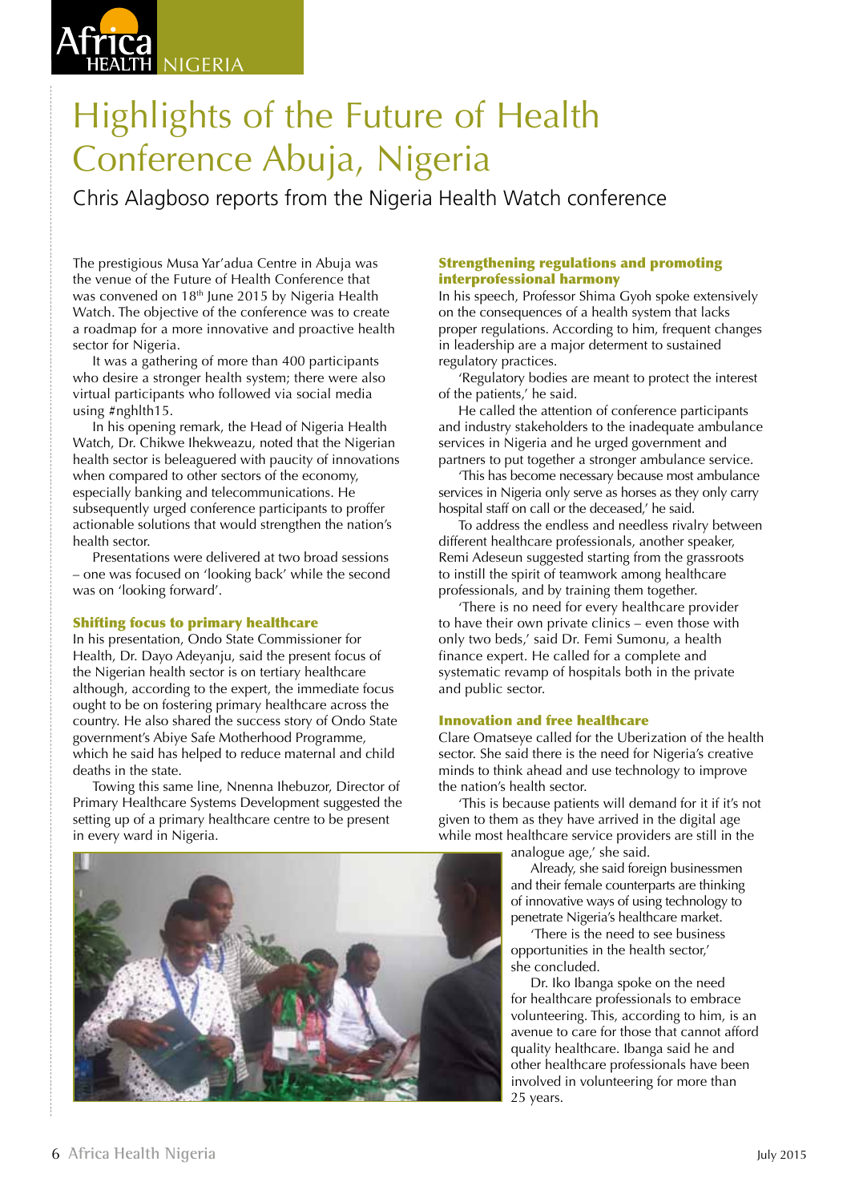# Highlights of the Future of Health Conference Abuja, Nigeria

Chris Alagboso reports from the Nigeria Health Watch conference

The prestigious Musa Yar'adua Centre in Abuja was the venue of the Future of Health Conference that was convened on 18th June 2015 by Nigeria Health Watch. The objective of the conference was to create a roadmap for a more innovative and proactive health sector for Nigeria.

It was a gathering of more than 400 participants who desire a stronger health system; there were also virtual participants who followed via social media using #nghlth15.

In his opening remark, the Head of Nigeria Health Watch, Dr. Chikwe Ihekweazu, noted that the Nigerian health sector is beleaguered with paucity of innovations when compared to other sectors of the economy, especially banking and telecommunications. He subsequently urged conference participants to proffer actionable solutions that would strengthen the nation's health sector.

Presentations were delivered at two broad sessions – one was focused on 'looking back' while the second was on 'looking forward'.

### Shifting focus to primary healthcare

In his presentation, Ondo State Commissioner for Health, Dr. Dayo Adeyanju, said the present focus of the Nigerian health sector is on tertiary healthcare although, according to the expert, the immediate focus ought to be on fostering primary healthcare across the country. He also shared the success story of Ondo State government's Abiye Safe Motherhood Programme, which he said has helped to reduce maternal and child deaths in the state.

Towing this same line, Nnenna Ihebuzor, Director of Primary Healthcare Systems Development suggested the setting up of a primary healthcare centre to be present in every ward in Nigeria.

### Strengthening regulations and promoting interprofessional harmony

In his speech, Professor Shima Gyoh spoke extensively on the consequences of a health system that lacks proper regulations. According to him, frequent changes in leadership are a major determent to sustained regulatory practices.

'Regulatory bodies are meant to protect the interest of the patients,' he said.

He called the attention of conference participants and industry stakeholders to the inadequate ambulance services in Nigeria and he urged government and partners to put together a stronger ambulance service.

'This has become necessary because most ambulance services in Nigeria only serve as horses as they only carry hospital staff on call or the deceased,' he said.

To address the endless and needless rivalry between different healthcare professionals, another speaker, Remi Adeseun suggested starting from the grassroots to instill the spirit of teamwork among healthcare professionals, and by training them together.

'There is no need for every healthcare provider to have their own private clinics – even those with only two beds,' said Dr. Femi Sumonu, a health finance expert. He called for a complete and systematic revamp of hospitals both in the private and public sector.

### Innovation and free healthcare

Clare Omatseye called for the Uberization of the health sector. She said there is the need for Nigeria's creative minds to think ahead and use technology to improve the nation's health sector.

'This is because patients will demand for it if it's not given to them as they have arrived in the digital age while most healthcare service providers are still in the analogue age,' she said.

Already, she said foreign businessmen and their female counterparts are thinking of innovative ways of using technology to penetrate Nigeria's healthcare market.

'There is the need to see business opportunities in the health sector,' she concluded.

Dr. Iko Ibanga spoke on the need for healthcare professionals to embrace volunteering. This, according to him, is an avenue to care for those that cannot afford quality healthcare. Ibanga said he and other healthcare professionals have been involved in volunteering for more than 25 years.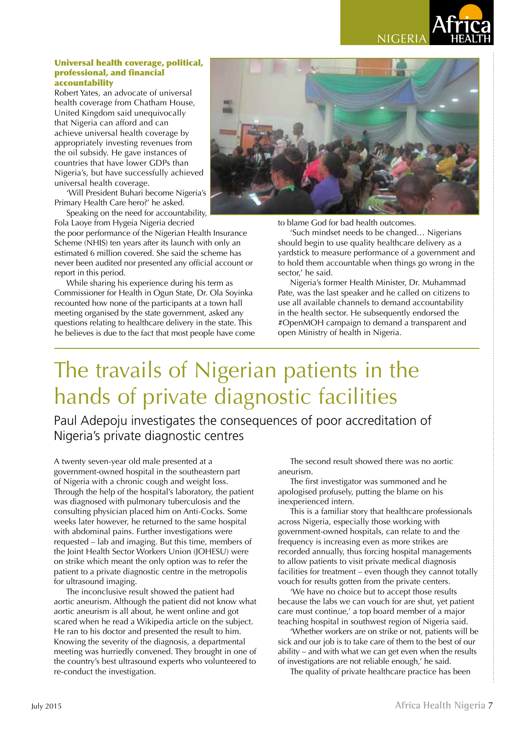### Universal health coverage, political, professional, and financial accountability

Robert Yates, an advocate of universal health coverage from Chatham House, United Kingdom said unequivocally that Nigeria can afford and can achieve universal health coverage by appropriately investing revenues from the oil subsidy. He gave instances of countries that have lower GDPs than Nigeria's, but have successfully achieved universal health coverage.

'Will President Buhari become Nigeria's Primary Health Care hero?' he asked.

Speaking on the need for accountability, Fola Laoye from Hygeia Nigeria decried the poor performance of the Nigerian Health Insurance Scheme (NHIS) ten years after its launch with only an estimated 6 million covered. She said the scheme has never been audited nor presented any official account or report in this period.

While sharing his experience during his term as Commissioner for Health in Ogun State, Dr. Ola Soyinka recounted how none of the participants at a town hall meeting organised by the state government, asked any questions relating to healthcare delivery in the state. This he believes is due to the fact that most people have come to blame God for bad health outcomes.

'Such mindset needs to be changed… Nigerians should begin to use quality healthcare delivery as a yardstick to measure performance of a government and to hold them accountable when things go wrong in the sector,' he said.

Nigeria's former Health Minister, Dr. Muhammad Pate, was the last speaker and he called on citizens to use all available channels to demand accountability in the health sector. He subsequently endorsed the #OpenMOH campaign to demand a transparent and open Ministry of health in Nigeria.

# The travails of Nigerian patients in the hands of private diagnostic facilities

## Paul Adepoju investigates the consequences of poor accreditation of Nigeria's private diagnostic centres

A twenty seven-year old male presented at a government-owned hospital in the southeastern part of Nigeria with a chronic cough and weight loss. Through the help of the hospital's laboratory, the patient was diagnosed with pulmonary tuberculosis and the consulting physician placed him on Anti-Cocks. Some weeks later however, he returned to the same hospital with abdominal pains. Further investigations were requested – lab and imaging. But this time, members of the Joint Health Sector Workers Union (JOHESU) were on strike which meant the only option was to refer the patient to a private diagnostic centre in the metropolis for ultrasound imaging.

The inconclusive result showed the patient had aortic aneurism. Although the patient did not know what aortic aneurism is all about, he went online and got scared when he read a Wikipedia article on the subject. He ran to his doctor and presented the result to him. Knowing the severity of the diagnosis, a departmental meeting was hurriedly convened. They brought in one of the country's best ultrasound experts who volunteered to re-conduct the investigation.

The second result showed there was no aortic aneurism.

The first investigator was summoned and he apologised profusely, putting the blame on his inexperienced intern.

This is a familiar story that healthcare professionals across Nigeria, especially those working with government-owned hospitals, can relate to and the frequency is increasing even as more strikes are recorded annually, thus forcing hospital managements to allow patients to visit private medical diagnosis facilities for treatment – even though they cannot totally vouch for results gotten from the private centers.

'We have no choice but to accept those results because the labs we can vouch for are shut, yet patient care must continue,' a top board member of a major teaching hospital in southwest region of Nigeria said.

'Whether workers are on strike or not, patients will be sick and our job is to take care of them to the best of our ability – and with what we can get even when the results of investigations are not reliable enough,' he said.

The quality of private healthcare practice has been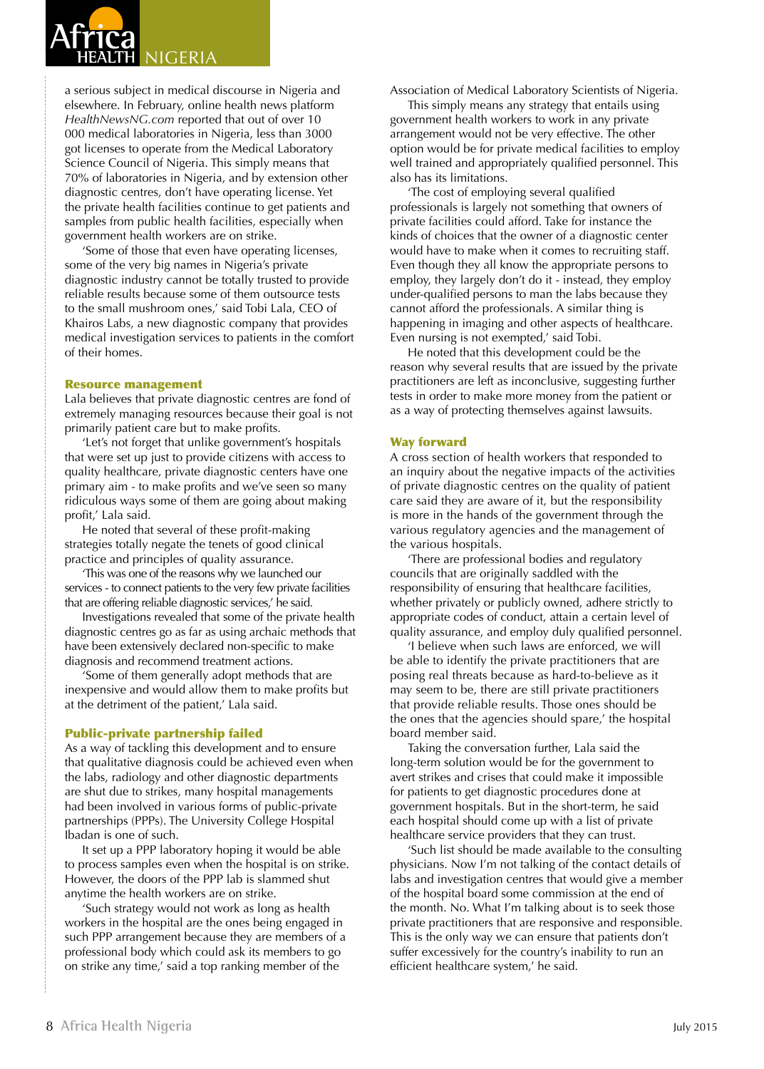a serious subject in medical discourse in Nigeria and elsewhere. In February, online health news platform *HealthNewsNG.com* reported that out of over 10 000 medical laboratories in Nigeria, less than 3000 got licenses to operate from the Medical Laboratory Science Council of Nigeria. This simply means that 70% of laboratories in Nigeria, and by extension other diagnostic centres, don't have operating license. Yet the private health facilities continue to get patients and samples from public health facilities, especially when government health workers are on strike.

'Some of those that even have operating licenses, some of the very big names in Nigeria's private diagnostic industry cannot be totally trusted to provide reliable results because some of them outsource tests to the small mushroom ones,' said Tobi Lala, CEO of Khairos Labs, a new diagnostic company that provides medical investigation services to patients in the comfort of their homes.

## Resource management

Lala believes that private diagnostic centres are fond of extremely managing resources because their goal is not primarily patient care but to make profits.

'Let's not forget that unlike government's hospitals that were set up just to provide citizens with access to quality healthcare, private diagnostic centers have one primary aim - to make profits and we've seen so many ridiculous ways some of them are going about making profit,' Lala said.

He noted that several of these profit-making strategies totally negate the tenets of good clinical practice and principles of quality assurance.

'This was one of the reasons why we launched our services - to connect patients to the very few private facilities that are offering reliable diagnostic services,' he said.

Investigations revealed that some of the private health diagnostic centres go as far as using archaic methods that have been extensively declared non-specific to make diagnosis and recommend treatment actions.

'Some of them generally adopt methods that are inexpensive and would allow them to make profits but at the detriment of the patient,' Lala said.

## Public-private partnership failed

As a way of tackling this development and to ensure that qualitative diagnosis could be achieved even when the labs, radiology and other diagnostic departments are shut due to strikes, many hospital managements had been involved in various forms of public-private partnerships (PPPs). The University College Hospital Ibadan is one of such.

It set up a PPP laboratory hoping it would be able to process samples even when the hospital is on strike. However, the doors of the PPP lab is slammed shut anytime the health workers are on strike.

'Such strategy would not work as long as health workers in the hospital are the ones being engaged in such PPP arrangement because they are members of a professional body which could ask its members to go on strike any time,' said a top ranking member of the Association of Medical Laboratory Scientists of Nigeria.

This simply means any strategy that entails using government health workers to work in any private arrangement would not be very effective. The other option would be for private medical facilities to employ well trained and appropriately qualified personnel. This also has its limitations.

'The cost of employing several qualified professionals is largely not something that owners of private facilities could afford. Take for instance the kinds of choices that the owner of a diagnostic center would have to make when it comes to recruiting staff. Even though they all know the appropriate persons to employ, they largely don't do it - instead, they employ under-qualified persons to man the labs because they cannot afford the professionals. A similar thing is happening in imaging and other aspects of healthcare. Even nursing is not exempted,' said Tobi.

He noted that this development could be the reason why several results that are issued by the private practitioners are left as inconclusive, suggesting further tests in order to make more money from the patient or as a way of protecting themselves against lawsuits.

## Way forward

A cross section of health workers that responded to an inquiry about the negative impacts of the activities of private diagnostic centres on the quality of patient care said they are aware of it, but the responsibility is more in the hands of the government through the various regulatory agencies and the management of the various hospitals.

'There are professional bodies and regulatory councils that are originally saddled with the responsibility of ensuring that healthcare facilities, whether privately or publicly owned, adhere strictly to appropriate codes of conduct, attain a certain level of quality assurance, and employ duly qualified personnel.

'I believe when such laws are enforced, we will be able to identify the private practitioners that are posing real threats because as hard-to-believe as it may seem to be, there are still private practitioners that provide reliable results. Those ones should be the ones that the agencies should spare,' the hospital board member said.

Taking the conversation further, Lala said the long-term solution would be for the government to avert strikes and crises that could make it impossible for patients to get diagnostic procedures done at government hospitals. But in the short-term, he said each hospital should come up with a list of private healthcare service providers that they can trust.

'Such list should be made available to the consulting physicians. Now I'm not talking of the contact details of labs and investigation centres that would give a member of the hospital board some commission at the end of the month. No. What I'm talking about is to seek those private practitioners that are responsive and responsible. This is the only way we can ensure that patients don't suffer excessively for the country's inability to run an efficient healthcare system,' he said.